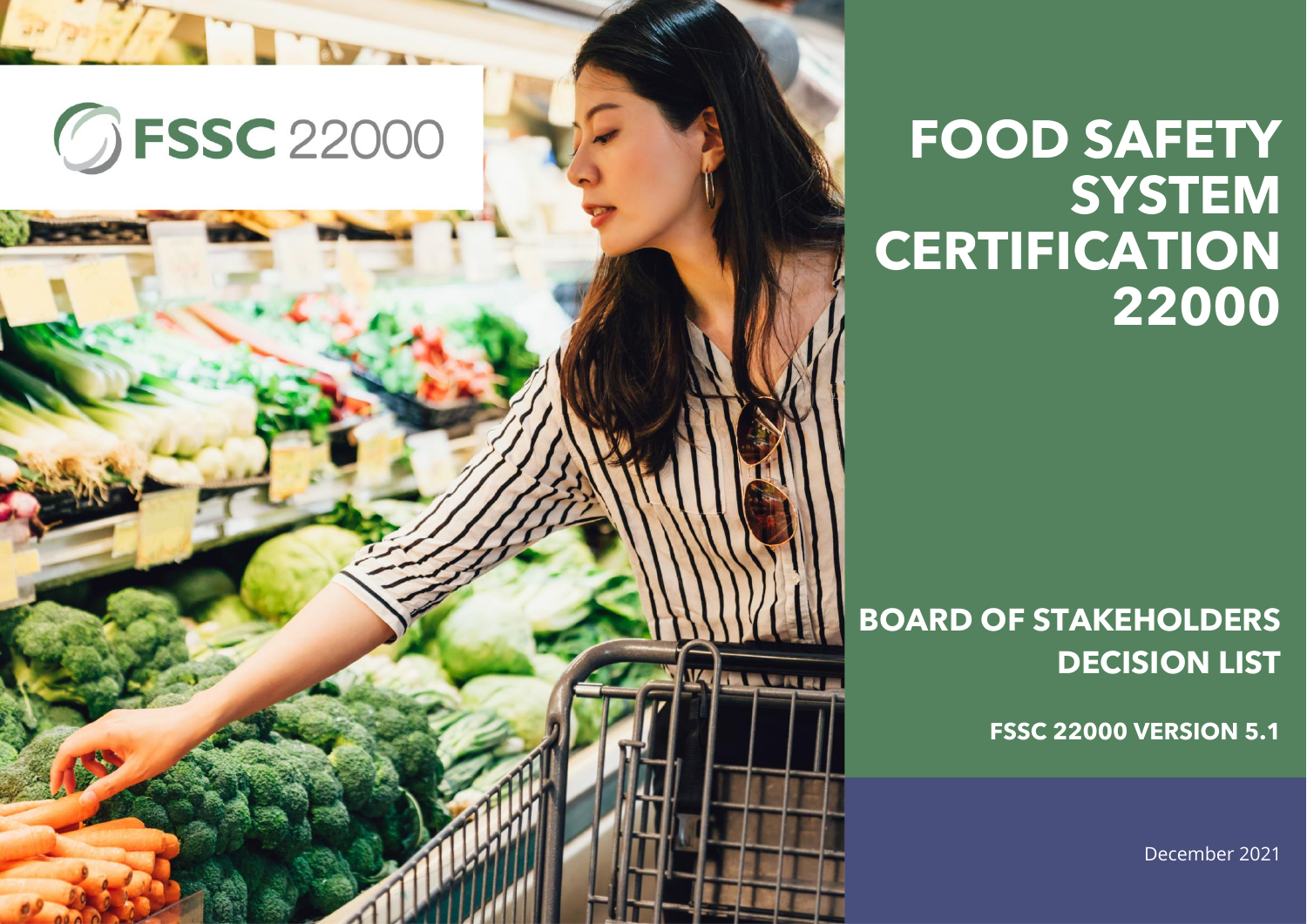FSSC 22000

# FOOD SAFETY SYSTEM CERTIFICATION 22000

## BOARD OF STAKEHOLDERS DECISION LIST

### FSSC 22000 VERSION 5.1

December 2021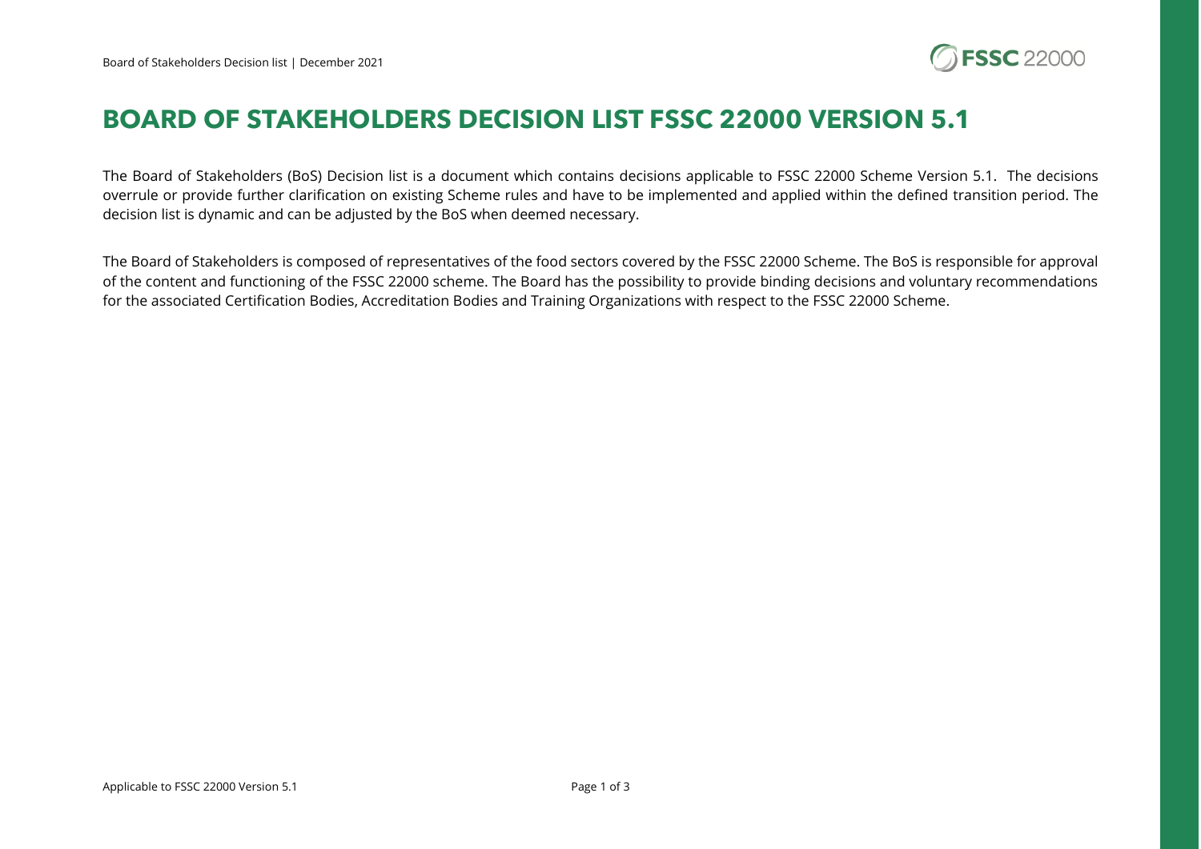# BOARD OF STAKEHOLDERS DECISION LIST FSSC 22000 VERSION 5.1

The Board of Stakeholders (BoS) Decision list is a document which contains decisions applicable to FSSC 22000 Scheme Version 5.1. The decisions overrule or provide further clarification on existing Scheme rules and have to be implemented and applied within the defined transition period. The decision list is dynamic and can be adjusted by the BoS when deemed necessary.

The Board of Stakeholders is composed of representatives of the food sectors covered by the FSSC 22000 Scheme. The BoS is responsible for approval of the content and functioning of the FSSC 22000 scheme. The Board has the possibility to provide binding decisions and voluntary recommendations for the associated Certification Bodies, Accreditation Bodies and Training Organizations with respect to the FSSC 22000 Scheme.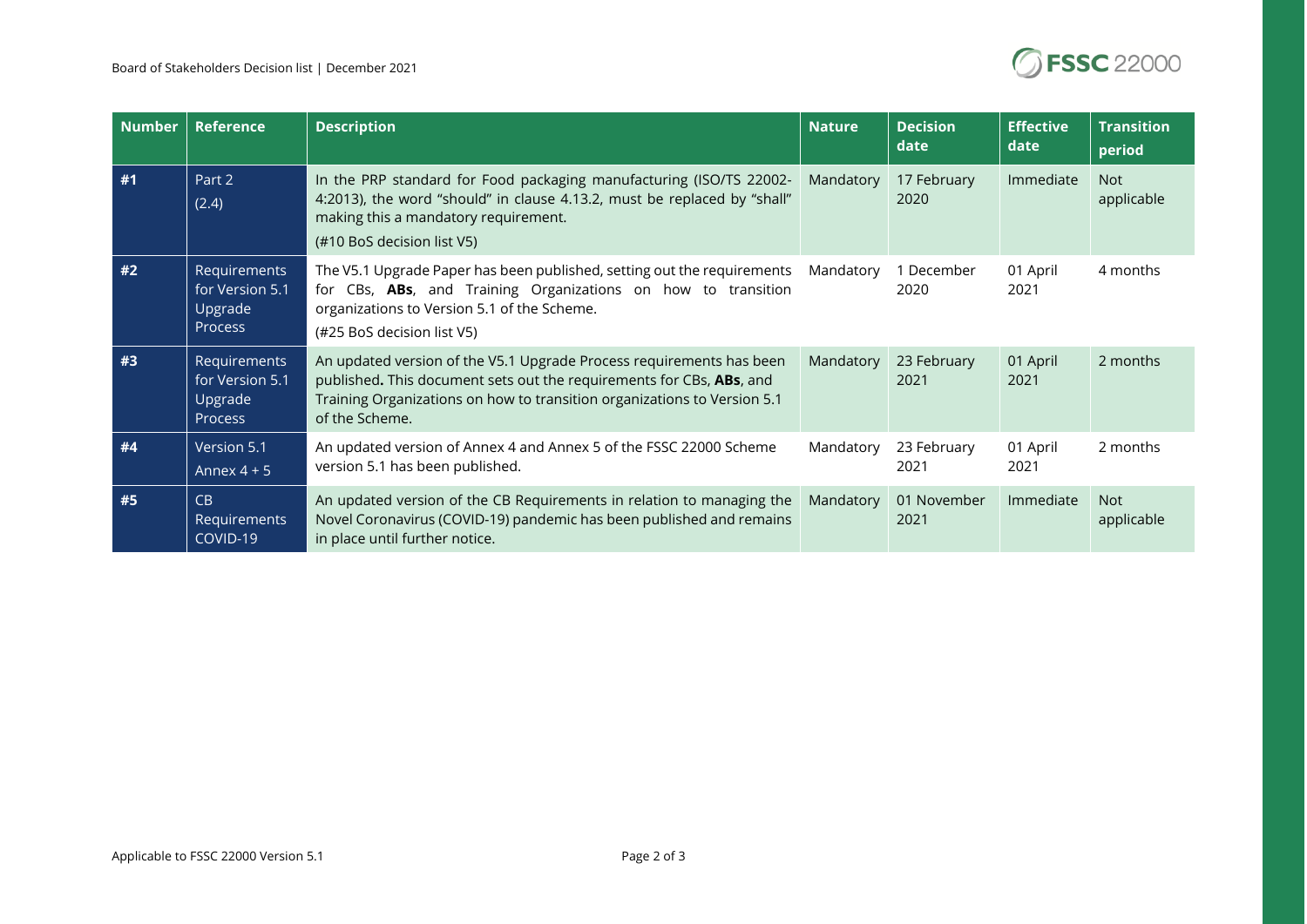| Number | Reference | Description | Nature | Decision date | Effective date | Transition period |
|---|---|---|---|---|---|---|
| #1 | Part 2 (2.4) | In the PRP standard for Food packaging manufacturing (ISO/TS 22002-4:2013), the word "should" in clause 4.13.2, must be replaced by "shall" making this a mandatory requirement. (#10 BoS decision list V5) | Mandatory | 17 February 2020 | Immediate | Not applicable |
| #2 | Requirements for Version 5.1 Upgrade Process | The V5.1 Upgrade Paper has been published, setting out the requirements for CBs, **ABs**, and Training Organizations on how to transition organizations to Version 5.1 of the Scheme. (#25 BoS decision list V5) | Mandatory | 1 December 2020 | 01 April 2021 | 4 months |
| #3 | Requirements for Version 5.1 Upgrade Process | An updated version of the V5.1 Upgrade Process requirements has been published**.** This document sets out the requirements for CBs, **ABs**, and Training Organizations on how to transition organizations to Version 5.1 of the Scheme. | Mandatory | 23 February 2021 | 01 April 2021 | 2 months |
| #4 | Version 5.1 Annex 4 + 5 | An updated version of Annex 4 and Annex 5 of the FSSC 22000 Scheme version 5.1 has been published. | Mandatory | 23 February 2021 | 01 April 2021 | 2 months |
| #5 | CB Requirements COVID-19 | An updated version of the CB Requirements in relation to managing the Novel Coronavirus (COVID-19) pandemic has been published and remains in place until further notice. | Mandatory | 01 November 2021 | Immediate | Not applicable |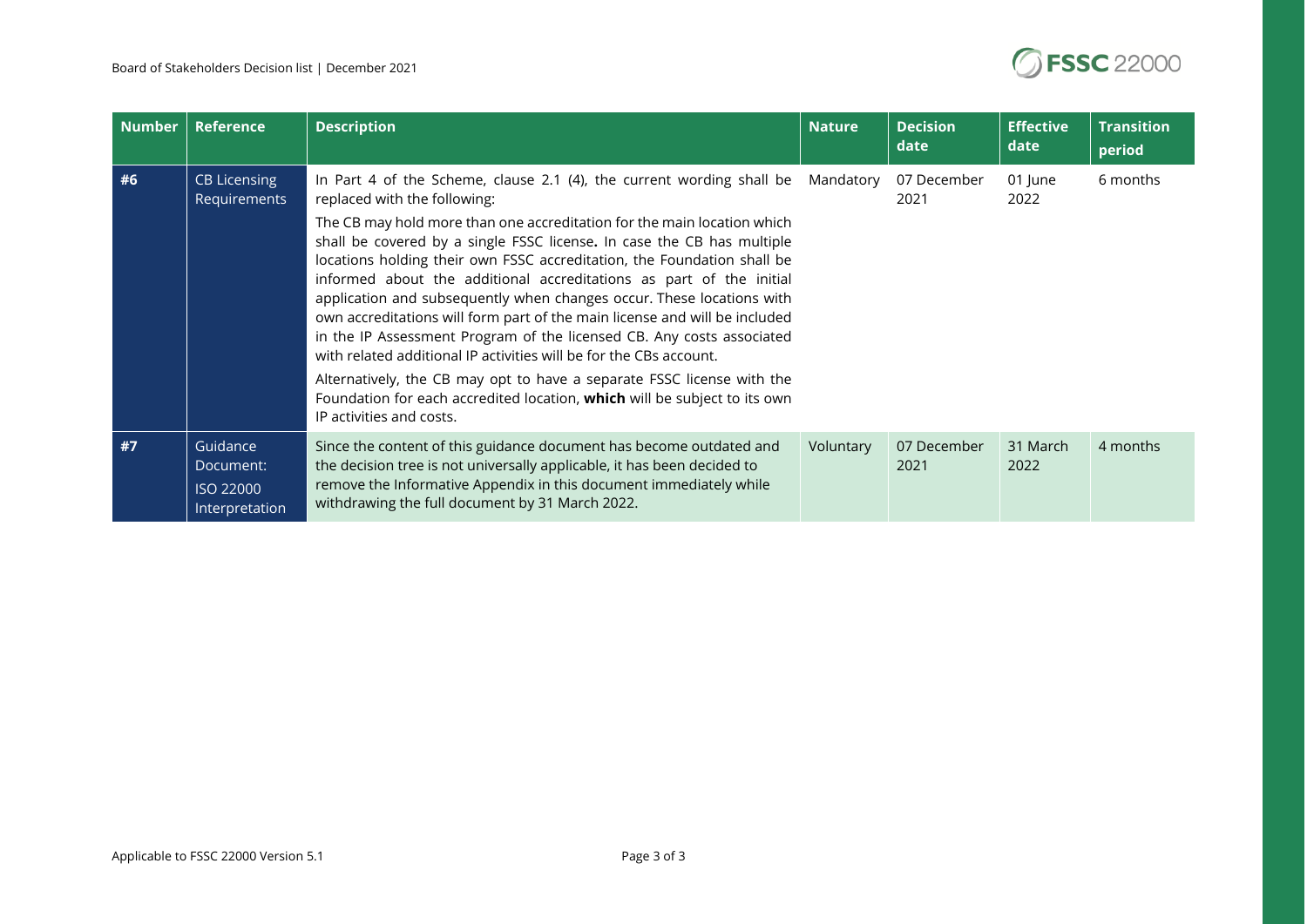| Number | Reference | Description | Nature | Decision date | Effective date | Transition period |
|---|---|---|---|---|---|---|
| #6 | CB Licensing Requirements | In Part 4 of the Scheme, clause 2.1 (4), the current wording shall be replaced with the following:<br><br>The CB may hold more than one accreditation for the main location which shall be covered by a single FSSC license**.** In case the CB has multiple locations holding their own FSSC accreditation, the Foundation shall be informed about the additional accreditations as part of the initial application and subsequently when changes occur. These locations with own accreditations will form part of the main license and will be included in the IP Assessment Program of the licensed CB. Any costs associated with related additional IP activities will be for the CBs account.<br><br>Alternatively, the CB may opt to have a separate FSSC license with the Foundation for each accredited location, **which** will be subject to its own IP activities and costs. | Mandatory | 07 December 2021 | 01 June 2022 | 6 months |
| #7 | Guidance Document: ISO 22000 Interpretation | Since the content of this guidance document has become outdated and the decision tree is not universally applicable, it has been decided to remove the Informative Appendix in this document immediately while withdrawing the full document by 31 March 2022. | Voluntary | 07 December 2021 | 31 March 2022 | 4 months |